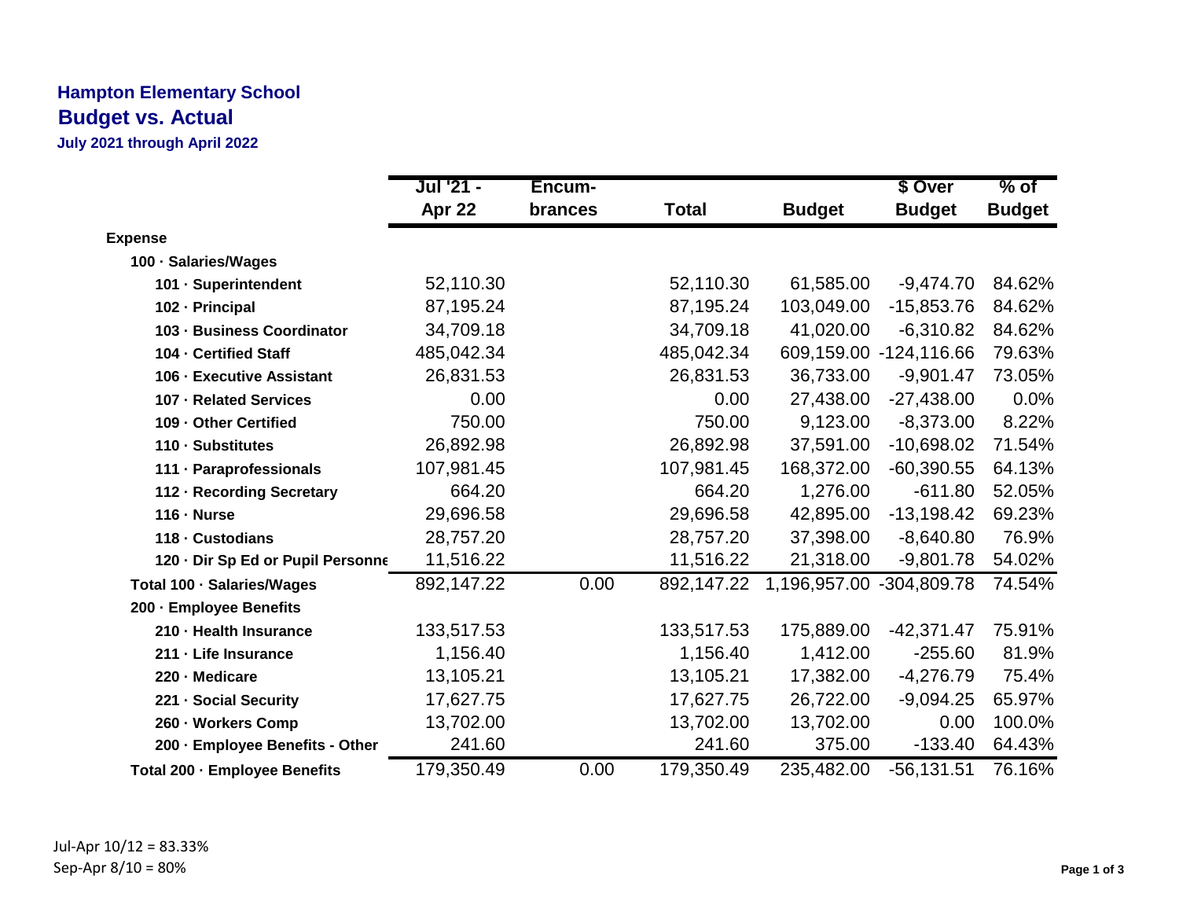# Hampton Elementary School

## Budget vs. Actual

### July 2021 through April 2022

| | Jul '21 - Apr 22 | Encum-brances | Total | Budget | $ Over Budget | % of Budget |
|---|---|---|---|---|---|---|
| **Expense** | | | | | | |
| **100 · Salaries/Wages** | | | | | | |
| **101 · Superintendent** | 52,110.30 | | 52,110.30 | 61,585.00 | -9,474.70 | 84.62% |
| **102 · Principal** | 87,195.24 | | 87,195.24 | 103,049.00 | -15,853.76 | 84.62% |
| **103 · Business Coordinator** | 34,709.18 | | 34,709.18 | 41,020.00 | -6,310.82 | 84.62% |
| **104 · Certified Staff** | 485,042.34 | | 485,042.34 | 609,159.00 | -124,116.66 | 79.63% |
| **106 · Executive Assistant** | 26,831.53 | | 26,831.53 | 36,733.00 | -9,901.47 | 73.05% |
| **107 · Related Services** | 0.00 | | 0.00 | 27,438.00 | -27,438.00 | 0.0% |
| **109 · Other Certified** | 750.00 | | 750.00 | 9,123.00 | -8,373.00 | 8.22% |
| **110 · Substitutes** | 26,892.98 | | 26,892.98 | 37,591.00 | -10,698.02 | 71.54% |
| **111 · Paraprofessionals** | 107,981.45 | | 107,981.45 | 168,372.00 | -60,390.55 | 64.13% |
| **112 · Recording Secretary** | 664.20 | | 664.20 | 1,276.00 | -611.80 | 52.05% |
| **116 · Nurse** | 29,696.58 | | 29,696.58 | 42,895.00 | -13,198.42 | 69.23% |
| **118 · Custodians** | 28,757.20 | | 28,757.20 | 37,398.00 | -8,640.80 | 76.9% |
| **120 · Dir Sp Ed or Pupil Personne** | 11,516.22 | | 11,516.22 | 21,318.00 | -9,801.78 | 54.02% |
| **Total 100 · Salaries/Wages** | 892,147.22 | 0.00 | 892,147.22 | 1,196,957.00 | -304,809.78 | 74.54% |
| **200 · Employee Benefits** | | | | | | |
| **210 · Health Insurance** | 133,517.53 | | 133,517.53 | 175,889.00 | -42,371.47 | 75.91% |
| **211 · Life Insurance** | 1,156.40 | | 1,156.40 | 1,412.00 | -255.60 | 81.9% |
| **220 · Medicare** | 13,105.21 | | 13,105.21 | 17,382.00 | -4,276.79 | 75.4% |
| **221 · Social Security** | 17,627.75 | | 17,627.75 | 26,722.00 | -9,094.25 | 65.97% |
| **260 · Workers Comp** | 13,702.00 | | 13,702.00 | 13,702.00 | 0.00 | 100.0% |
| **200 · Employee Benefits - Other** | 241.60 | | 241.60 | 375.00 | -133.40 | 64.43% |
| **Total 200 · Employee Benefits** | 179,350.49 | 0.00 | 179,350.49 | 235,482.00 | -56,131.51 | 76.16% |

Jul-Apr 10/12 = 83.33%
Sep-Apr 8/10 = 80%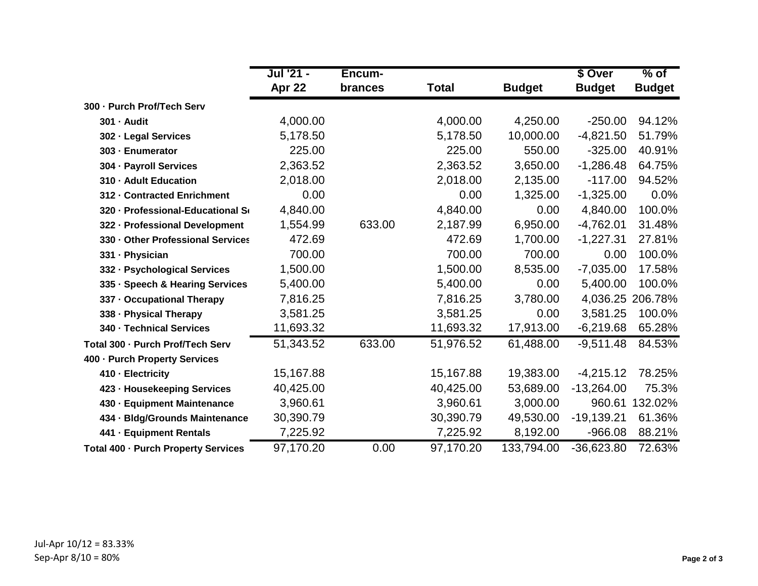| | Jul '21 - Apr 22 | Encum-brances | Total | Budget | $ Over Budget | % of Budget |
|---|---|---|---|---|---|---|
| **300 · Purch Prof/Tech Serv** | | | | | | |
| **301 · Audit** | 4,000.00 | | 4,000.00 | 4,250.00 | -250.00 | 94.12% |
| **302 · Legal Services** | 5,178.50 | | 5,178.50 | 10,000.00 | -4,821.50 | 51.79% |
| **303 · Enumerator** | 225.00 | | 225.00 | 550.00 | -325.00 | 40.91% |
| **304 · Payroll Services** | 2,363.52 | | 2,363.52 | 3,650.00 | -1,286.48 | 64.75% |
| **310 · Adult Education** | 2,018.00 | | 2,018.00 | 2,135.00 | -117.00 | 94.52% |
| **312 · Contracted Enrichment** | 0.00 | | 0.00 | 1,325.00 | -1,325.00 | 0.0% |
| **320 · Professional-Educational S** | 4,840.00 | | 4,840.00 | 0.00 | 4,840.00 | 100.0% |
| **322 · Professional Development** | 1,554.99 | 633.00 | 2,187.99 | 6,950.00 | -4,762.01 | 31.48% |
| **330 · Other Professional Services** | 472.69 | | 472.69 | 1,700.00 | -1,227.31 | 27.81% |
| **331 · Physician** | 700.00 | | 700.00 | 700.00 | 0.00 | 100.0% |
| **332 · Psychological Services** | 1,500.00 | | 1,500.00 | 8,535.00 | -7,035.00 | 17.58% |
| **335 · Speech & Hearing Services** | 5,400.00 | | 5,400.00 | 0.00 | 5,400.00 | 100.0% |
| **337 · Occupational Therapy** | 7,816.25 | | 7,816.25 | 3,780.00 | 4,036.25 | 206.78% |
| **338 · Physical Therapy** | 3,581.25 | | 3,581.25 | 0.00 | 3,581.25 | 100.0% |
| **340 · Technical Services** | 11,693.32 | | 11,693.32 | 17,913.00 | -6,219.68 | 65.28% |
| **Total 300 · Purch Prof/Tech Serv** | 51,343.52 | 633.00 | 51,976.52 | 61,488.00 | -9,511.48 | 84.53% |
| **400 · Purch Property Services** | | | | | | |
| **410 · Electricity** | 15,167.88 | | 15,167.88 | 19,383.00 | -4,215.12 | 78.25% |
| **423 · Housekeeping Services** | 40,425.00 | | 40,425.00 | 53,689.00 | -13,264.00 | 75.3% |
| **430 · Equipment Maintenance** | 3,960.61 | | 3,960.61 | 3,000.00 | 960.61 | 132.02% |
| **434 · Bldg/Grounds Maintenance** | 30,390.79 | | 30,390.79 | 49,530.00 | -19,139.21 | 61.36% |
| **441 · Equipment Rentals** | 7,225.92 | | 7,225.92 | 8,192.00 | -966.08 | 88.21% |
| **Total 400 · Purch Property Services** | 97,170.20 | 0.00 | 97,170.20 | 133,794.00 | -36,623.80 | 72.63% |

Jul-Apr 10/12 = 83.33%
Sep-Apr 8/10 = 80%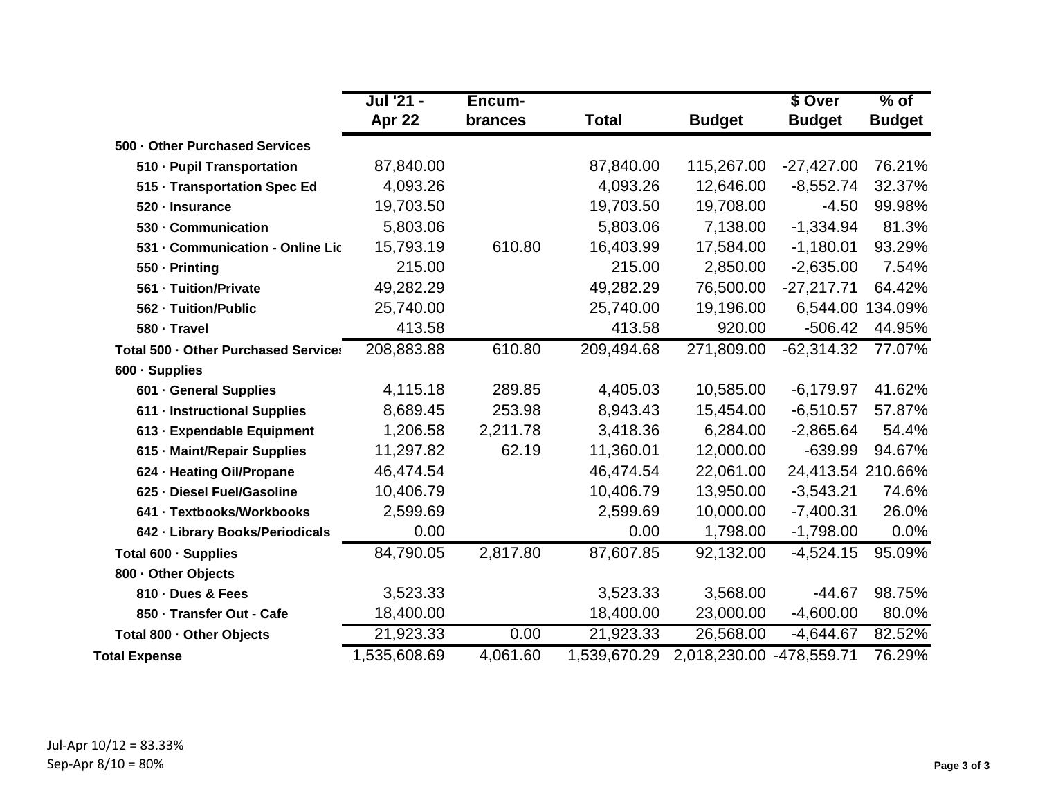| | Jul '21 - Apr 22 | Encum-brances | Total | Budget | $ Over Budget | % of Budget |
|---|---|---|---|---|---|---|
| **500 · Other Purchased Services** | | | | | | |
| **510 · Pupil Transportation** | 87,840.00 | | 87,840.00 | 115,267.00 | -27,427.00 | 76.21% |
| **515 · Transportation Spec Ed** | 4,093.26 | | 4,093.26 | 12,646.00 | -8,552.74 | 32.37% |
| **520 · Insurance** | 19,703.50 | | 19,703.50 | 19,708.00 | -4.50 | 99.98% |
| **530 · Communication** | 5,803.06 | | 5,803.06 | 7,138.00 | -1,334.94 | 81.3% |
| **531 · Communication - Online Lic** | 15,793.19 | 610.80 | 16,403.99 | 17,584.00 | -1,180.01 | 93.29% |
| **550 · Printing** | 215.00 | | 215.00 | 2,850.00 | -2,635.00 | 7.54% |
| **561 · Tuition/Private** | 49,282.29 | | 49,282.29 | 76,500.00 | -27,217.71 | 64.42% |
| **562 · Tuition/Public** | 25,740.00 | | 25,740.00 | 19,196.00 | 6,544.00 | 134.09% |
| **580 · Travel** | 413.58 | | 413.58 | 920.00 | -506.42 | 44.95% |
| **Total 500 · Other Purchased Services** | 208,883.88 | 610.80 | 209,494.68 | 271,809.00 | -62,314.32 | 77.07% |
| **600 · Supplies** | | | | | | |
| **601 · General Supplies** | 4,115.18 | 289.85 | 4,405.03 | 10,585.00 | -6,179.97 | 41.62% |
| **611 · Instructional Supplies** | 8,689.45 | 253.98 | 8,943.43 | 15,454.00 | -6,510.57 | 57.87% |
| **613 · Expendable Equipment** | 1,206.58 | 2,211.78 | 3,418.36 | 6,284.00 | -2,865.64 | 54.4% |
| **615 · Maint/Repair Supplies** | 11,297.82 | 62.19 | 11,360.01 | 12,000.00 | -639.99 | 94.67% |
| **624 · Heating Oil/Propane** | 46,474.54 | | 46,474.54 | 22,061.00 | 24,413.54 | 210.66% |
| **625 · Diesel Fuel/Gasoline** | 10,406.79 | | 10,406.79 | 13,950.00 | -3,543.21 | 74.6% |
| **641 · Textbooks/Workbooks** | 2,599.69 | | 2,599.69 | 10,000.00 | -7,400.31 | 26.0% |
| **642 · Library Books/Periodicals** | 0.00 | | 0.00 | 1,798.00 | -1,798.00 | 0.0% |
| **Total 600 · Supplies** | 84,790.05 | 2,817.80 | 87,607.85 | 92,132.00 | -4,524.15 | 95.09% |
| **800 · Other Objects** | | | | | | |
| **810 · Dues & Fees** | 3,523.33 | | 3,523.33 | 3,568.00 | -44.67 | 98.75% |
| **850 · Transfer Out - Cafe** | 18,400.00 | | 18,400.00 | 23,000.00 | -4,600.00 | 80.0% |
| **Total 800 · Other Objects** | 21,923.33 | 0.00 | 21,923.33 | 26,568.00 | -4,644.67 | 82.52% |
| **Total Expense** | 1,535,608.69 | 4,061.60 | 1,539,670.29 | 2,018,230.00 | -478,559.71 | 76.29% |

Jul-Apr 10/12 = 83.33%

Sep-Apr 8/10 = 80%